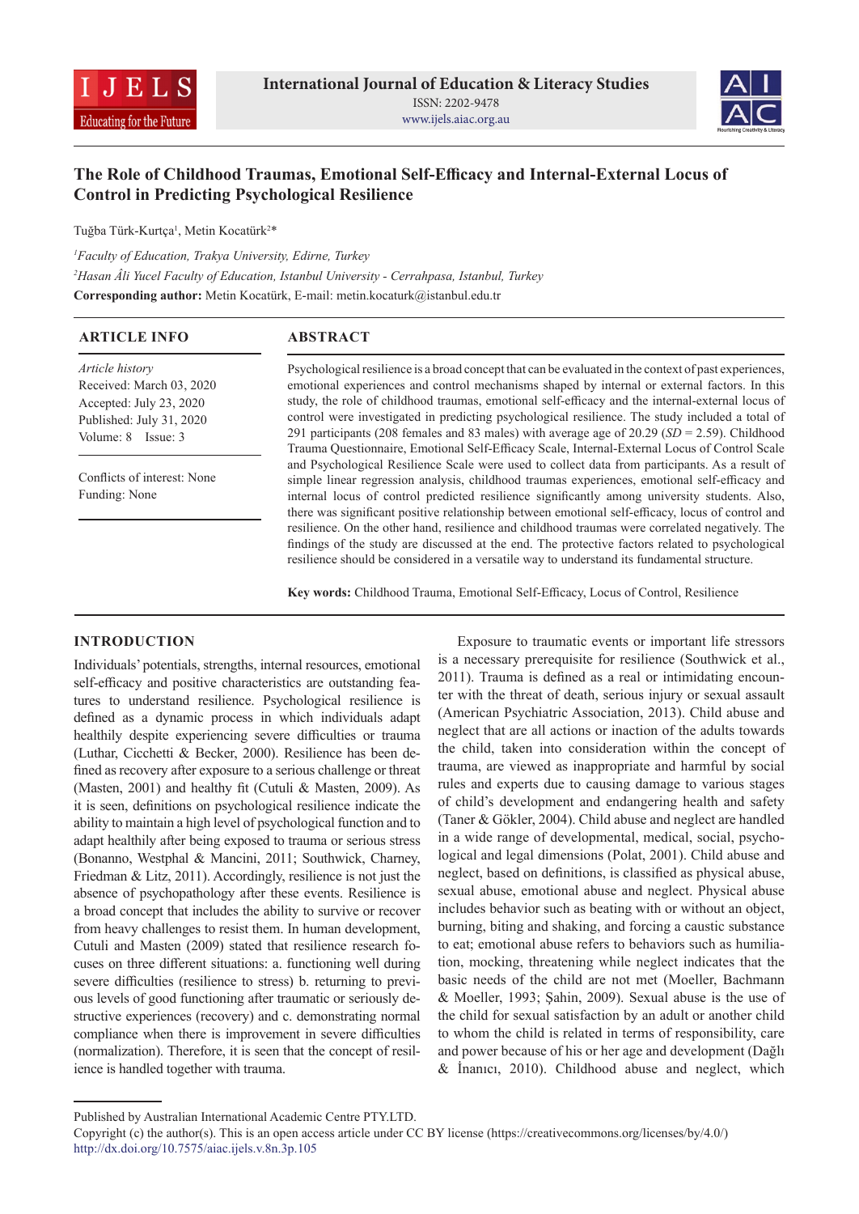# The Role of Childhood Traumas, Emotional Self-Efficacy and Internal-External Locus of Control in Predicting Psychological Resilience

Tuğba Türk-Kurtça[1], Metin Kocatürk[2]*

[1]*Faculty of Education, Trakya University, Edirne, Turkey*
[2]*Hasan Âli Yucel Faculty of Education, Istanbul University - Cerrahpasa, Istanbul, Turkey*
**Corresponding author:** Metin Kocatürk, E-mail: metin.kocaturk@istanbul.edu.tr

## ARTICLE INFO

*Article history*
Received: March 03, 2020
Accepted: July 23, 2020
Published: July 31, 2020
Volume: 8 Issue: 3

Conflicts of interest: None
Funding: None

## ABSTRACT

Psychological resilience is a broad concept that can be evaluated in the context of past experiences, emotional experiences and control mechanisms shaped by internal or external factors. In this study, the role of childhood traumas, emotional self-efficacy and the internal-external locus of control were investigated in predicting psychological resilience. The study included a total of 291 participants (208 females and 83 males) with average age of 20.29 (*SD* = 2.59). Childhood Trauma Questionnaire, Emotional Self-Efficacy Scale, Internal-External Locus of Control Scale and Psychological Resilience Scale were used to collect data from participants. As a result of simple linear regression analysis, childhood traumas experiences, emotional self-efficacy and internal locus of control predicted resilience significantly among university students. Also, there was significant positive relationship between emotional self-efficacy, locus of control and resilience. On the other hand, resilience and childhood traumas were correlated negatively. The findings of the study are discussed at the end. The protective factors related to psychological resilience should be considered in a versatile way to understand its fundamental structure.

**Key words:** Childhood Trauma, Emotional Self-Efficacy, Locus of Control, Resilience

## INTRODUCTION

Individuals' potentials, strengths, internal resources, emotional self-efficacy and positive characteristics are outstanding features to understand resilience. Psychological resilience is defined as a dynamic process in which individuals adapt healthily despite experiencing severe difficulties or trauma (Luthar, Cicchetti & Becker, 2000). Resilience has been defined as recovery after exposure to a serious challenge or threat (Masten, 2001) and healthy fit (Cutuli & Masten, 2009). As it is seen, definitions on psychological resilience indicate the ability to maintain a high level of psychological function and to adapt healthily after being exposed to trauma or serious stress (Bonanno, Westphal & Mancini, 2011; Southwick, Charney, Friedman & Litz, 2011). Accordingly, resilience is not just the absence of psychopathology after these events. Resilience is a broad concept that includes the ability to survive or recover from heavy challenges to resist them. In human development, Cutuli and Masten (2009) stated that resilience research focuses on three different situations: a. functioning well during severe difficulties (resilience to stress) b. returning to previous levels of good functioning after traumatic or seriously destructive experiences (recovery) and c. demonstrating normal compliance when there is improvement in severe difficulties (normalization). Therefore, it is seen that the concept of resilience is handled together with trauma.

Exposure to traumatic events or important life stressors is a necessary prerequisite for resilience (Southwick et al., 2011). Trauma is defined as a real or intimidating encounter with the threat of death, serious injury or sexual assault (American Psychiatric Association, 2013). Child abuse and neglect that are all actions or inaction of the adults towards the child, taken into consideration within the concept of trauma, are viewed as inappropriate and harmful by social rules and experts due to causing damage to various stages of child's development and endangering health and safety (Taner & Gökler, 2004). Child abuse and neglect are handled in a wide range of developmental, medical, social, psychological and legal dimensions (Polat, 2001). Child abuse and neglect, based on definitions, is classified as physical abuse, sexual abuse, emotional abuse and neglect. Physical abuse includes behavior such as beating with or without an object, burning, biting and shaking, and forcing a caustic substance to eat; emotional abuse refers to behaviors such as humiliation, mocking, threatening while neglect indicates that the basic needs of the child are not met (Moeller, Bachmann & Moeller, 1993; Şahin, 2009). Sexual abuse is the use of the child for sexual satisfaction by an adult or another child to whom the child is related in terms of responsibility, care and power because of his or her age and development (Dağlı & İnanıcı, 2010). Childhood abuse and neglect, which

Published by Australian International Academic Centre PTY.LTD.
Copyright (c) the author(s). This is an open access article under CC BY license (https://creativecommons.org/licenses/by/4.0/)
http://dx.doi.org/10.7575/aiac.ijels.v.8n.3p.105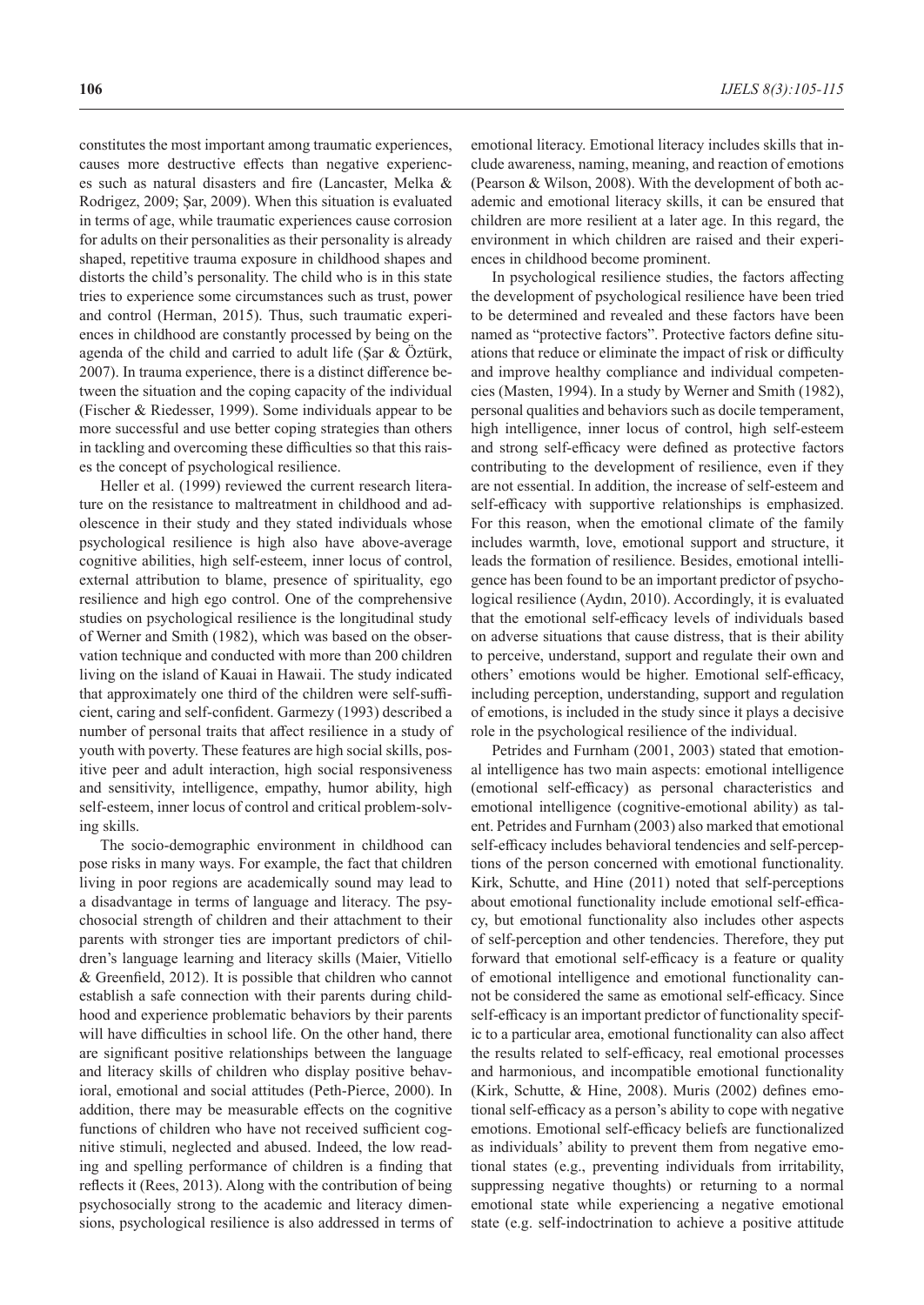constitutes the most important among traumatic experiences, causes more destructive effects than negative experiences such as natural disasters and fire (Lancaster, Melka & Rodrigez, 2009; Şar, 2009). When this situation is evaluated in terms of age, while traumatic experiences cause corrosion for adults on their personalities as their personality is already shaped, repetitive trauma exposure in childhood shapes and distorts the child's personality. The child who is in this state tries to experience some circumstances such as trust, power and control (Herman, 2015). Thus, such traumatic experiences in childhood are constantly processed by being on the agenda of the child and carried to adult life (Şar & Öztürk, 2007). In trauma experience, there is a distinct difference between the situation and the coping capacity of the individual (Fischer & Riedesser, 1999). Some individuals appear to be more successful and use better coping strategies than others in tackling and overcoming these difficulties so that this raises the concept of psychological resilience.

Heller et al. (1999) reviewed the current research literature on the resistance to maltreatment in childhood and adolescence in their study and they stated individuals whose psychological resilience is high also have above-average cognitive abilities, high self-esteem, inner locus of control, external attribution to blame, presence of spirituality, ego resilience and high ego control. One of the comprehensive studies on psychological resilience is the longitudinal study of Werner and Smith (1982), which was based on the observation technique and conducted with more than 200 children living on the island of Kauai in Hawaii. The study indicated that approximately one third of the children were self-sufficient, caring and self-confident. Garmezy (1993) described a number of personal traits that affect resilience in a study of youth with poverty. These features are high social skills, positive peer and adult interaction, high social responsiveness and sensitivity, intelligence, empathy, humor ability, high self-esteem, inner locus of control and critical problem-solving skills.

The socio-demographic environment in childhood can pose risks in many ways. For example, the fact that children living in poor regions are academically sound may lead to a disadvantage in terms of language and literacy. The psychosocial strength of children and their attachment to their parents with stronger ties are important predictors of children's language learning and literacy skills (Maier, Vitiello & Greenfield, 2012). It is possible that children who cannot establish a safe connection with their parents during childhood and experience problematic behaviors by their parents will have difficulties in school life. On the other hand, there are significant positive relationships between the language and literacy skills of children who display positive behavioral, emotional and social attitudes (Peth-Pierce, 2000). In addition, there may be measurable effects on the cognitive functions of children who have not received sufficient cognitive stimuli, neglected and abused. Indeed, the low reading and spelling performance of children is a finding that reflects it (Rees, 2013). Along with the contribution of being psychosocially strong to the academic and literacy dimensions, psychological resilience is also addressed in terms of emotional literacy. Emotional literacy includes skills that include awareness, naming, meaning, and reaction of emotions (Pearson & Wilson, 2008). With the development of both academic and emotional literacy skills, it can be ensured that children are more resilient at a later age. In this regard, the environment in which children are raised and their experiences in childhood become prominent.

In psychological resilience studies, the factors affecting the development of psychological resilience have been tried to be determined and revealed and these factors have been named as "protective factors". Protective factors define situations that reduce or eliminate the impact of risk or difficulty and improve healthy compliance and individual competencies (Masten, 1994). In a study by Werner and Smith (1982), personal qualities and behaviors such as docile temperament, high intelligence, inner locus of control, high self-esteem and strong self-efficacy were defined as protective factors contributing to the development of resilience, even if they are not essential. In addition, the increase of self-esteem and self-efficacy with supportive relationships is emphasized. For this reason, when the emotional climate of the family includes warmth, love, emotional support and structure, it leads the formation of resilience. Besides, emotional intelligence has been found to be an important predictor of psychological resilience (Aydın, 2010). Accordingly, it is evaluated that the emotional self-efficacy levels of individuals based on adverse situations that cause distress, that is their ability to perceive, understand, support and regulate their own and others' emotions would be higher. Emotional self-efficacy, including perception, understanding, support and regulation of emotions, is included in the study since it plays a decisive role in the psychological resilience of the individual.

Petrides and Furnham (2001, 2003) stated that emotional intelligence has two main aspects: emotional intelligence (emotional self-efficacy) as personal characteristics and emotional intelligence (cognitive-emotional ability) as talent. Petrides and Furnham (2003) also marked that emotional self-efficacy includes behavioral tendencies and self-perceptions of the person concerned with emotional functionality. Kirk, Schutte, and Hine (2011) noted that self-perceptions about emotional functionality include emotional self-efficacy, but emotional functionality also includes other aspects of self-perception and other tendencies. Therefore, they put forward that emotional self-efficacy is a feature or quality of emotional intelligence and emotional functionality cannot be considered the same as emotional self-efficacy. Since self-efficacy is an important predictor of functionality specific to a particular area, emotional functionality can also affect the results related to self-efficacy, real emotional processes and harmonious, and incompatible emotional functionality (Kirk, Schutte, & Hine, 2008). Muris (2002) defines emotional self-efficacy as a person's ability to cope with negative emotions. Emotional self-efficacy beliefs are functionalized as individuals' ability to prevent them from negative emotional states (e.g., preventing individuals from irritability, suppressing negative thoughts) or returning to a normal emotional state while experiencing a negative emotional state (e.g. self-indoctrination to achieve a positive attitude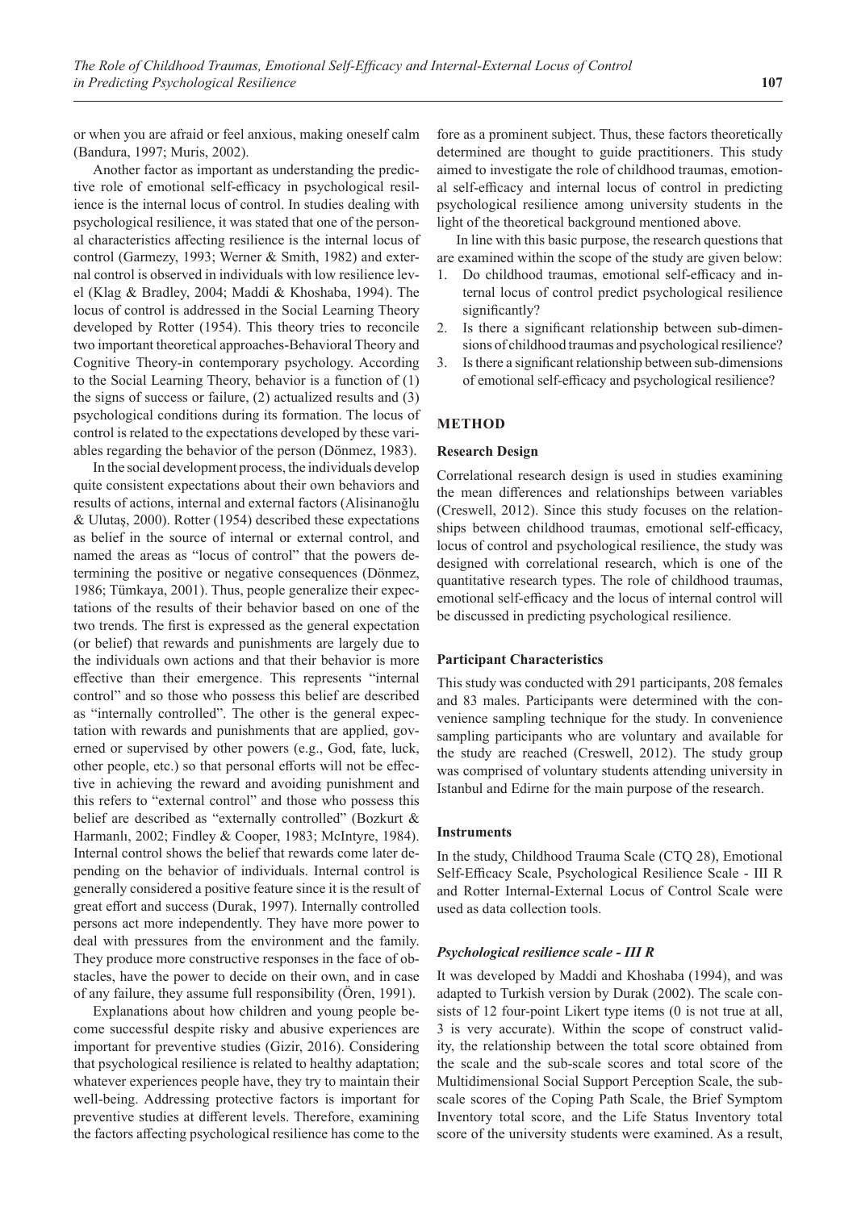or when you are afraid or feel anxious, making oneself calm (Bandura, 1997; Muris, 2002).

Another factor as important as understanding the predictive role of emotional self-efficacy in psychological resilience is the internal locus of control. In studies dealing with psychological resilience, it was stated that one of the personal characteristics affecting resilience is the internal locus of control (Garmezy, 1993; Werner & Smith, 1982) and external control is observed in individuals with low resilience level (Klag & Bradley, 2004; Maddi & Khoshaba, 1994). The locus of control is addressed in the Social Learning Theory developed by Rotter (1954). This theory tries to reconcile two important theoretical approaches-Behavioral Theory and Cognitive Theory-in contemporary psychology. According to the Social Learning Theory, behavior is a function of (1) the signs of success or failure, (2) actualized results and (3) psychological conditions during its formation. The locus of control is related to the expectations developed by these variables regarding the behavior of the person (Dönmez, 1983).

In the social development process, the individuals develop quite consistent expectations about their own behaviors and results of actions, internal and external factors (Alisinanoğlu & Ulutaş, 2000). Rotter (1954) described these expectations as belief in the source of internal or external control, and named the areas as "locus of control" that the powers determining the positive or negative consequences (Dönmez, 1986; Tümkaya, 2001). Thus, people generalize their expectations of the results of their behavior based on one of the two trends. The first is expressed as the general expectation (or belief) that rewards and punishments are largely due to the individuals own actions and that their behavior is more effective than their emergence. This represents "internal control" and so those who possess this belief are described as "internally controlled". The other is the general expectation with rewards and punishments that are applied, governed or supervised by other powers (e.g., God, fate, luck, other people, etc.) so that personal efforts will not be effective in achieving the reward and avoiding punishment and this refers to "external control" and those who possess this belief are described as "externally controlled" (Bozkurt & Harmanlı, 2002; Findley & Cooper, 1983; McIntyre, 1984). Internal control shows the belief that rewards come later depending on the behavior of individuals. Internal control is generally considered a positive feature since it is the result of great effort and success (Durak, 1997). Internally controlled persons act more independently. They have more power to deal with pressures from the environment and the family. They produce more constructive responses in the face of obstacles, have the power to decide on their own, and in case of any failure, they assume full responsibility (Ören, 1991).

Explanations about how children and young people become successful despite risky and abusive experiences are important for preventive studies (Gizir, 2016). Considering that psychological resilience is related to healthy adaptation; whatever experiences people have, they try to maintain their well-being. Addressing protective factors is important for preventive studies at different levels. Therefore, examining the factors affecting psychological resilience has come to the fore as a prominent subject. Thus, these factors theoretically determined are thought to guide practitioners. This study aimed to investigate the role of childhood traumas, emotional self-efficacy and internal locus of control in predicting psychological resilience among university students in the light of the theoretical background mentioned above.

In line with this basic purpose, the research questions that are examined within the scope of the study are given below:

1. Do childhood traumas, emotional self-efficacy and internal locus of control predict psychological resilience significantly?
2. Is there a significant relationship between sub-dimensions of childhood traumas and psychological resilience?
3. Is there a significant relationship between sub-dimensions of emotional self-efficacy and psychological resilience?

## METHOD

### Research Design

Correlational research design is used in studies examining the mean differences and relationships between variables (Creswell, 2012). Since this study focuses on the relationships between childhood traumas, emotional self-efficacy, locus of control and psychological resilience, the study was designed with correlational research, which is one of the quantitative research types. The role of childhood traumas, emotional self-efficacy and the locus of internal control will be discussed in predicting psychological resilience.

### Participant Characteristics

This study was conducted with 291 participants, 208 females and 83 males. Participants were determined with the convenience sampling technique for the study. In convenience sampling participants who are voluntary and available for the study are reached (Creswell, 2012). The study group was comprised of voluntary students attending university in Istanbul and Edirne for the main purpose of the research.

### Instruments

In the study, Childhood Trauma Scale (CTQ 28), Emotional Self-Efficacy Scale, Psychological Resilience Scale - III R and Rotter Internal-External Locus of Control Scale were used as data collection tools.

#### *Psychological resilience scale - III R*

It was developed by Maddi and Khoshaba (1994), and was adapted to Turkish version by Durak (2002). The scale consists of 12 four-point Likert type items (0 is not true at all, 3 is very accurate). Within the scope of construct validity, the relationship between the total score obtained from the scale and the sub-scale scores and total score of the Multidimensional Social Support Perception Scale, the subscale scores of the Coping Path Scale, the Brief Symptom Inventory total score, and the Life Status Inventory total score of the university students were examined. As a result,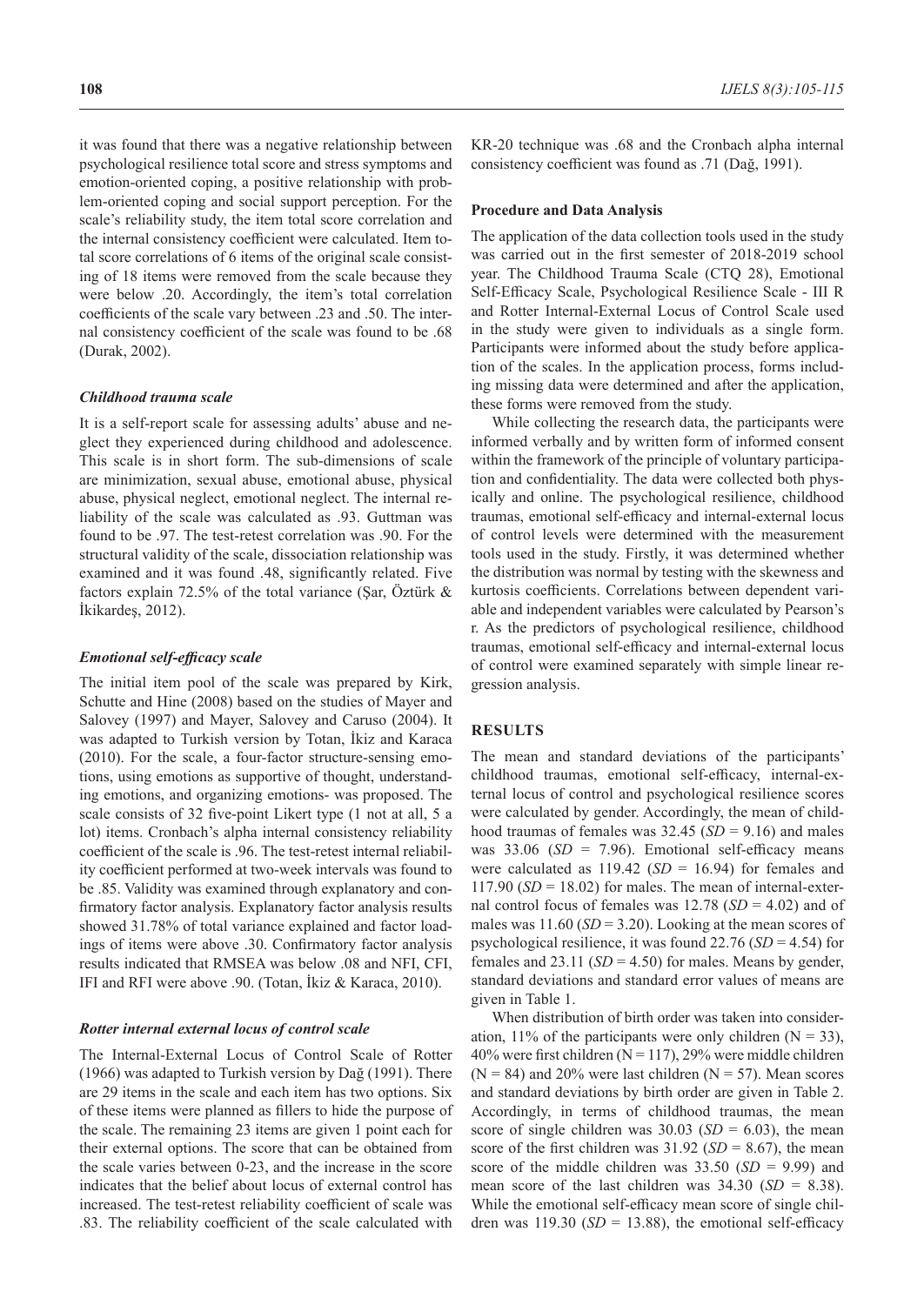it was found that there was a negative relationship between psychological resilience total score and stress symptoms and emotion-oriented coping, a positive relationship with problem-oriented coping and social support perception. For the scale's reliability study, the item total score correlation and the internal consistency coefficient were calculated. Item total score correlations of 6 items of the original scale consisting of 18 items were removed from the scale because they were below .20. Accordingly, the item's total correlation coefficients of the scale vary between .23 and .50. The internal consistency coefficient of the scale was found to be .68 (Durak, 2002).

#### *Childhood trauma scale*

It is a self-report scale for assessing adults' abuse and neglect they experienced during childhood and adolescence. This scale is in short form. The sub-dimensions of scale are minimization, sexual abuse, emotional abuse, physical abuse, physical neglect, emotional neglect. The internal reliability of the scale was calculated as .93. Guttman was found to be .97. The test-retest correlation was .90. For the structural validity of the scale, dissociation relationship was examined and it was found .48, significantly related. Five factors explain 72.5% of the total variance (Şar, Öztürk & İkikardeş, 2012).

#### *Emotional self-efficacy scale*

The initial item pool of the scale was prepared by Kirk, Schutte and Hine (2008) based on the studies of Mayer and Salovey (1997) and Mayer, Salovey and Caruso (2004). It was adapted to Turkish version by Totan, İkiz and Karaca (2010). For the scale, a four-factor structure-sensing emotions, using emotions as supportive of thought, understanding emotions, and organizing emotions- was proposed. The scale consists of 32 five-point Likert type (1 not at all, 5 a lot) items. Cronbach's alpha internal consistency reliability coefficient of the scale is .96. The test-retest internal reliability coefficient performed at two-week intervals was found to be .85. Validity was examined through explanatory and confirmatory factor analysis. Explanatory factor analysis results showed 31.78% of total variance explained and factor loadings of items were above .30. Confirmatory factor analysis results indicated that RMSEA was below .08 and NFI, CFI, IFI and RFI were above .90. (Totan, İkiz & Karaca, 2010).

#### *Rotter internal external locus of control scale*

The Internal-External Locus of Control Scale of Rotter (1966) was adapted to Turkish version by Dağ (1991). There are 29 items in the scale and each item has two options. Six of these items were planned as fillers to hide the purpose of the scale. The remaining 23 items are given 1 point each for their external options. The score that can be obtained from the scale varies between 0-23, and the increase in the score indicates that the belief about locus of external control has increased. The test-retest reliability coefficient of scale was .83. The reliability coefficient of the scale calculated with KR-20 technique was .68 and the Cronbach alpha internal consistency coefficient was found as .71 (Dağ, 1991).

### Procedure and Data Analysis

The application of the data collection tools used in the study was carried out in the first semester of 2018-2019 school year. The Childhood Trauma Scale (CTQ 28), Emotional Self-Efficacy Scale, Psychological Resilience Scale - III R and Rotter Internal-External Locus of Control Scale used in the study were given to individuals as a single form. Participants were informed about the study before application of the scales. In the application process, forms including missing data were determined and after the application, these forms were removed from the study.

While collecting the research data, the participants were informed verbally and by written form of informed consent within the framework of the principle of voluntary participation and confidentiality. The data were collected both physically and online. The psychological resilience, childhood traumas, emotional self-efficacy and internal-external locus of control levels were determined with the measurement tools used in the study. Firstly, it was determined whether the distribution was normal by testing with the skewness and kurtosis coefficients. Correlations between dependent variable and independent variables were calculated by Pearson's r. As the predictors of psychological resilience, childhood traumas, emotional self-efficacy and internal-external locus of control were examined separately with simple linear regression analysis.

## RESULTS

The mean and standard deviations of the participants' childhood traumas, emotional self-efficacy, internal-external locus of control and psychological resilience scores were calculated by gender. Accordingly, the mean of childhood traumas of females was 32.45 (*SD* = 9.16) and males was 33.06 (*SD* = 7.96). Emotional self-efficacy means were calculated as 119.42 (*SD* = 16.94) for females and 117.90 (*SD* = 18.02) for males. The mean of internal-external control focus of females was 12.78 (*SD* = 4.02) and of males was 11.60 (*SD* = 3.20). Looking at the mean scores of psychological resilience, it was found 22.76 (*SD* = 4.54) for females and 23.11 (*SD* = 4.50) for males. Means by gender, standard deviations and standard error values of means are given in Table 1.

When distribution of birth order was taken into consideration, 11% of the participants were only children (N = 33), 40% were first children (N = 117), 29% were middle children (N = 84) and 20% were last children (N = 57). Mean scores and standard deviations by birth order are given in Table 2. Accordingly, in terms of childhood traumas, the mean score of single children was 30.03 (*SD* = 6.03), the mean score of the first children was 31.92 (*SD* = 8.67), the mean score of the middle children was 33.50 (*SD* = 9.99) and mean score of the last children was 34.30 (*SD* = 8.38). While the emotional self-efficacy mean score of single children was 119.30 (*SD* = 13.88), the emotional self-efficacy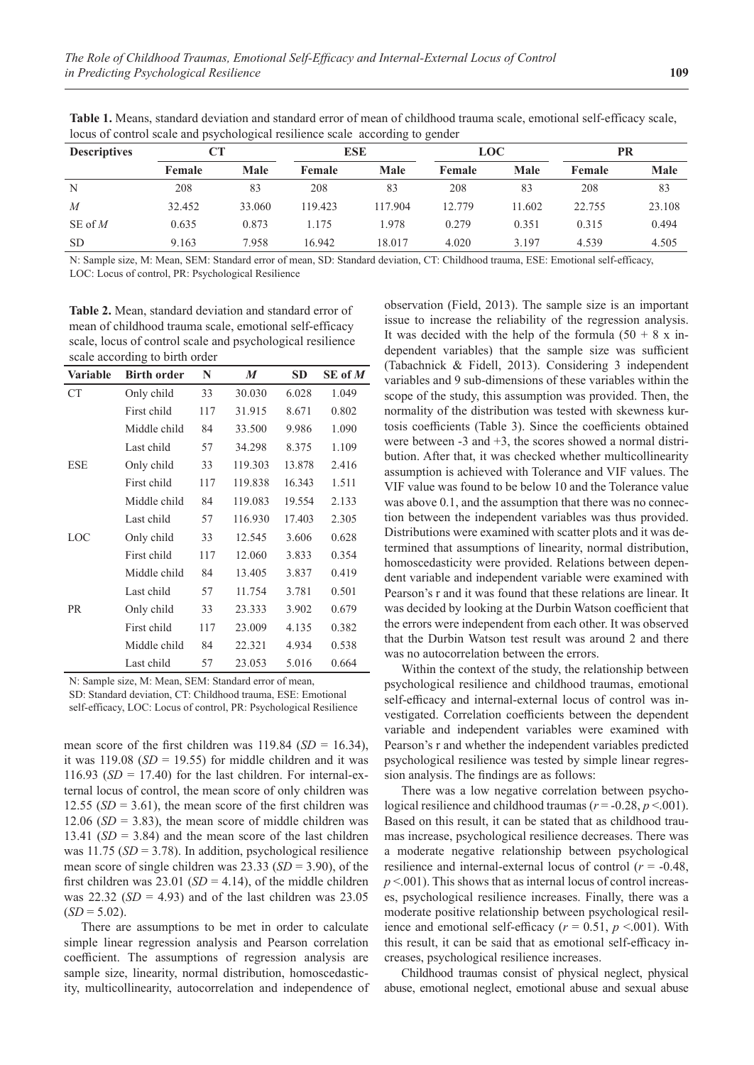**Table 1.** Means, standard deviation and standard error of mean of childhood trauma scale, emotional self-efficacy scale, locus of control scale and psychological resilience scale according to gender

| Descriptives | CT | | ESE | | LOC | | PR | |
|---|---|---|---|---|---|---|---|---|
| | Female | Male | Female | Male | Female | Male | Female | Male |
| N | 208 | 83 | 208 | 83 | 208 | 83 | 208 | 83 |
| *M* | 32.452 | 33.060 | 119.423 | 117.904 | 12.779 | 11.602 | 22.755 | 23.108 |
| SE of *M* | 0.635 | 0.873 | 1.175 | 1.978 | 0.279 | 0.351 | 0.315 | 0.494 |
| SD | 9.163 | 7.958 | 16.942 | 18.017 | 4.020 | 3.197 | 4.539 | 4.505 |

N: Sample size, M: Mean, SEM: Standard error of mean, SD: Standard deviation, CT: Childhood trauma, ESE: Emotional self-efficacy, LOC: Locus of control, PR: Psychological Resilience

**Table 2.** Mean, standard deviation and standard error of mean of childhood trauma scale, emotional self-efficacy scale, locus of control scale and psychological resilience scale according to birth order

| Variable | Birth order | N | *M* | SD | SE of *M* |
|---|---|---|---|---|---|
| CT | Only child | 33 | 30.030 | 6.028 | 1.049 |
| | First child | 117 | 31.915 | 8.671 | 0.802 |
| | Middle child | 84 | 33.500 | 9.986 | 1.090 |
| | Last child | 57 | 34.298 | 8.375 | 1.109 |
| ESE | Only child | 33 | 119.303 | 13.878 | 2.416 |
| | First child | 117 | 119.838 | 16.343 | 1.511 |
| | Middle child | 84 | 119.083 | 19.554 | 2.133 |
| | Last child | 57 | 116.930 | 17.403 | 2.305 |
| LOC | Only child | 33 | 12.545 | 3.606 | 0.628 |
| | First child | 117 | 12.060 | 3.833 | 0.354 |
| | Middle child | 84 | 13.405 | 3.837 | 0.419 |
| | Last child | 57 | 11.754 | 3.781 | 0.501 |
| PR | Only child | 33 | 23.333 | 3.902 | 0.679 |
| | First child | 117 | 23.009 | 4.135 | 0.382 |
| | Middle child | 84 | 22.321 | 4.934 | 0.538 |
| | Last child | 57 | 23.053 | 5.016 | 0.664 |

N: Sample size, M: Mean, SEM: Standard error of mean, SD: Standard deviation, CT: Childhood trauma, ESE: Emotional self-efficacy, LOC: Locus of control, PR: Psychological Resilience

mean score of the first children was 119.84 (*SD* = 16.34), it was 119.08 (*SD* = 19.55) for middle children and it was 116.93 (*SD* = 17.40) for the last children. For internal-external locus of control, the mean score of only children was 12.55 (*SD* = 3.61), the mean score of the first children was 12.06 (*SD* = 3.83), the mean score of middle children was 13.41 (*SD* = 3.84) and the mean score of the last children was 11.75 (*SD* = 3.78). In addition, psychological resilience mean score of single children was 23.33 (*SD* = 3.90), of the first children was 23.01 (*SD* = 4.14), of the middle children was 22.32 (*SD* = 4.93) and of the last children was 23.05 (*SD* = 5.02).

There are assumptions to be met in order to calculate simple linear regression analysis and Pearson correlation coefficient. The assumptions of regression analysis are sample size, linearity, normal distribution, homoscedasticity, multicollinearity, autocorrelation and independence of observation (Field, 2013). The sample size is an important issue to increase the reliability of the regression analysis. It was decided with the help of the formula (50 + 8 x independent variables) that the sample size was sufficient (Tabachnick & Fidell, 2013). Considering 3 independent variables and 9 sub-dimensions of these variables within the scope of the study, this assumption was provided. Then, the normality of the distribution was tested with skewness kurtosis coefficients (Table 3). Since the coefficients obtained were between -3 and +3, the scores showed a normal distribution. After that, it was checked whether multicollinearity assumption is achieved with Tolerance and VIF values. The VIF value was found to be below 10 and the Tolerance value was above 0.1, and the assumption that there was no connection between the independent variables was thus provided. Distributions were examined with scatter plots and it was determined that assumptions of linearity, normal distribution, homoscedasticity were provided. Relations between dependent variable and independent variable were examined with Pearson's r and it was found that these relations are linear. It was decided by looking at the Durbin Watson coefficient that the errors were independent from each other. It was observed that the Durbin Watson test result was around 2 and there was no autocorrelation between the errors.

Within the context of the study, the relationship between psychological resilience and childhood traumas, emotional self-efficacy and internal-external locus of control was investigated. Correlation coefficients between the dependent variable and independent variables were examined with Pearson's r and whether the independent variables predicted psychological resilience was tested by simple linear regression analysis. The findings are as follows:

There was a low negative correlation between psychological resilience and childhood traumas ($r = -0.28$, $p < .001$). Based on this result, it can be stated that as childhood traumas increase, psychological resilience decreases. There was a moderate negative relationship between psychological resilience and internal-external locus of control ($r = -0.48$, $p < .001$). This shows that as internal locus of control increases, psychological resilience increases. Finally, there was a moderate positive relationship between psychological resilience and emotional self-efficacy ($r = 0.51$, $p < .001$). With this result, it can be said that as emotional self-efficacy increases, psychological resilience increases.

Childhood traumas consist of physical neglect, physical abuse, emotional neglect, emotional abuse and sexual abuse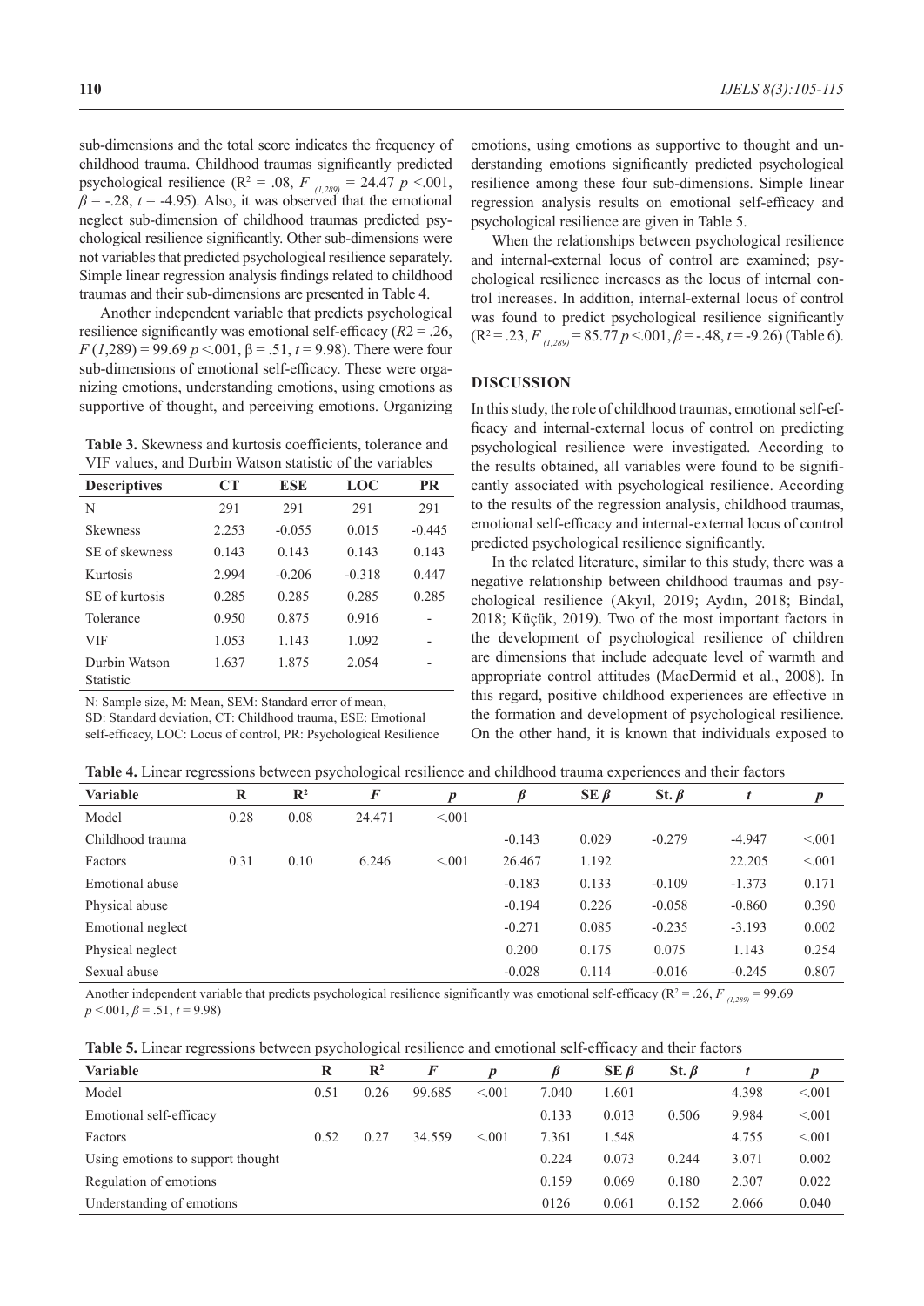sub-dimensions and the total score indicates the frequency of childhood trauma. Childhood traumas significantly predicted psychological resilience ($R^2$ = .08, $F_{(1,289)}$ = 24.47 $p$ <.001, $\beta$ = -.28, $t$ = -4.95). Also, it was observed that the emotional neglect sub-dimension of childhood traumas predicted psychological resilience significantly. Other sub-dimensions were not variables that predicted psychological resilience separately. Simple linear regression analysis findings related to childhood traumas and their sub-dimensions are presented in Table 4.

Another independent variable that predicts psychological resilience significantly was emotional self-efficacy ($R2$ = .26, $F$ (1,289) = 99.69 $p$ <.001, β = .51, $t$ = 9.98). There were four sub-dimensions of emotional self-efficacy. These were organizing emotions, understanding emotions, using emotions as supportive of thought, and perceiving emotions. Organizing emotions, using emotions as supportive to thought and understanding emotions significantly predicted psychological resilience among these four sub-dimensions. Simple linear regression analysis results on emotional self-efficacy and psychological resilience are given in Table 5.

When the relationships between psychological resilience and internal-external locus of control are examined; psychological resilience increases as the locus of internal control increases. In addition, internal-external locus of control was found to predict psychological resilience significantly ($R^2$ = .23, $F_{(1,289)}$ = 85.77 $p$ <.001, $\beta$ = -.48, $t$ = -9.26) (Table 6).

**Table 3.** Skewness and kurtosis coefficients, tolerance and VIF values, and Durbin Watson statistic of the variables

| Descriptives | CT | ESE | LOC | PR |
|---|---|---|---|---|
| N | 291 | 291 | 291 | 291 |
| Skewness | 2.253 | -0.055 | 0.015 | -0.445 |
| SE of skewness | 0.143 | 0.143 | 0.143 | 0.143 |
| Kurtosis | 2.994 | -0.206 | -0.318 | 0.447 |
| SE of kurtosis | 0.285 | 0.285 | 0.285 | 0.285 |
| Tolerance | 0.950 | 0.875 | 0.916 | - |
| VIF | 1.053 | 1.143 | 1.092 | - |
| Durbin Watson Statistic | 1.637 | 1.875 | 2.054 | - |

N: Sample size, M: Mean, SEM: Standard error of mean, SD: Standard deviation, CT: Childhood trauma, ESE: Emotional self-efficacy, LOC: Locus of control, PR: Psychological Resilience

## DISCUSSION

In this study, the role of childhood traumas, emotional self-efficacy and internal-external locus of control on predicting psychological resilience were investigated. According to the results obtained, all variables were found to be significantly associated with psychological resilience. According to the results of the regression analysis, childhood traumas, emotional self-efficacy and internal-external locus of control predicted psychological resilience significantly.

In the related literature, similar to this study, there was a negative relationship between childhood traumas and psychological resilience (Akyıl, 2019; Aydın, 2018; Bindal, 2018; Küçük, 2019). Two of the most important factors in the development of psychological resilience of children are dimensions that include adequate level of warmth and appropriate control attitudes (MacDermid et al., 2008). In this regard, positive childhood experiences are effective in the formation and development of psychological resilience. On the other hand, it is known that individuals exposed to

**Table 4.** Linear regressions between psychological resilience and childhood trauma experiences and their factors

| Variable | R | $R^2$ | $F$ | $p$ | $\beta$ | SE $\beta$ | St. $\beta$ | $t$ | $p$ |
|---|---|---|---|---|---|---|---|---|---|
| Model | 0.28 | 0.08 | 24.471 | <.001 | | | | | |
| Childhood trauma | | | | | -0.143 | 0.029 | -0.279 | -4.947 | <.001 |
| Factors | 0.31 | 0.10 | 6.246 | <.001 | 26.467 | 1.192 | | 22.205 | <.001 |
| Emotional abuse | | | | | -0.183 | 0.133 | -0.109 | -1.373 | 0.171 |
| Physical abuse | | | | | -0.194 | 0.226 | -0.058 | -0.860 | 0.390 |
| Emotional neglect | | | | | -0.271 | 0.085 | -0.235 | -3.193 | 0.002 |
| Physical neglect | | | | | 0.200 | 0.175 | 0.075 | 1.143 | 0.254 |
| Sexual abuse | | | | | -0.028 | 0.114 | -0.016 | -0.245 | 0.807 |

Another independent variable that predicts psychological resilience significantly was emotional self-efficacy ($R^2$ = .26, $F_{(1,289)}$ = 99.69 $p$ <.001, $\beta$ = .51, $t$ = 9.98)

**Table 5.** Linear regressions between psychological resilience and emotional self-efficacy and their factors

| Variable | R | $R^2$ | $F$ | $p$ | $\beta$ | SE $\beta$ | St. $\beta$ | $t$ | $p$ |
|---|---|---|---|---|---|---|---|---|---|
| Model | 0.51 | 0.26 | 99.685 | <.001 | 7.040 | 1.601 | | 4.398 | <.001 |
| Emotional self-efficacy | | | | | 0.133 | 0.013 | 0.506 | 9.984 | <.001 |
| Factors | 0.52 | 0.27 | 34.559 | <.001 | 7.361 | 1.548 | | 4.755 | <.001 |
| Using emotions to support thought | | | | | 0.224 | 0.073 | 0.244 | 3.071 | 0.002 |
| Regulation of emotions | | | | | 0.159 | 0.069 | 0.180 | 2.307 | 0.022 |
| Understanding of emotions | | | | | 0126 | 0.061 | 0.152 | 2.066 | 0.040 |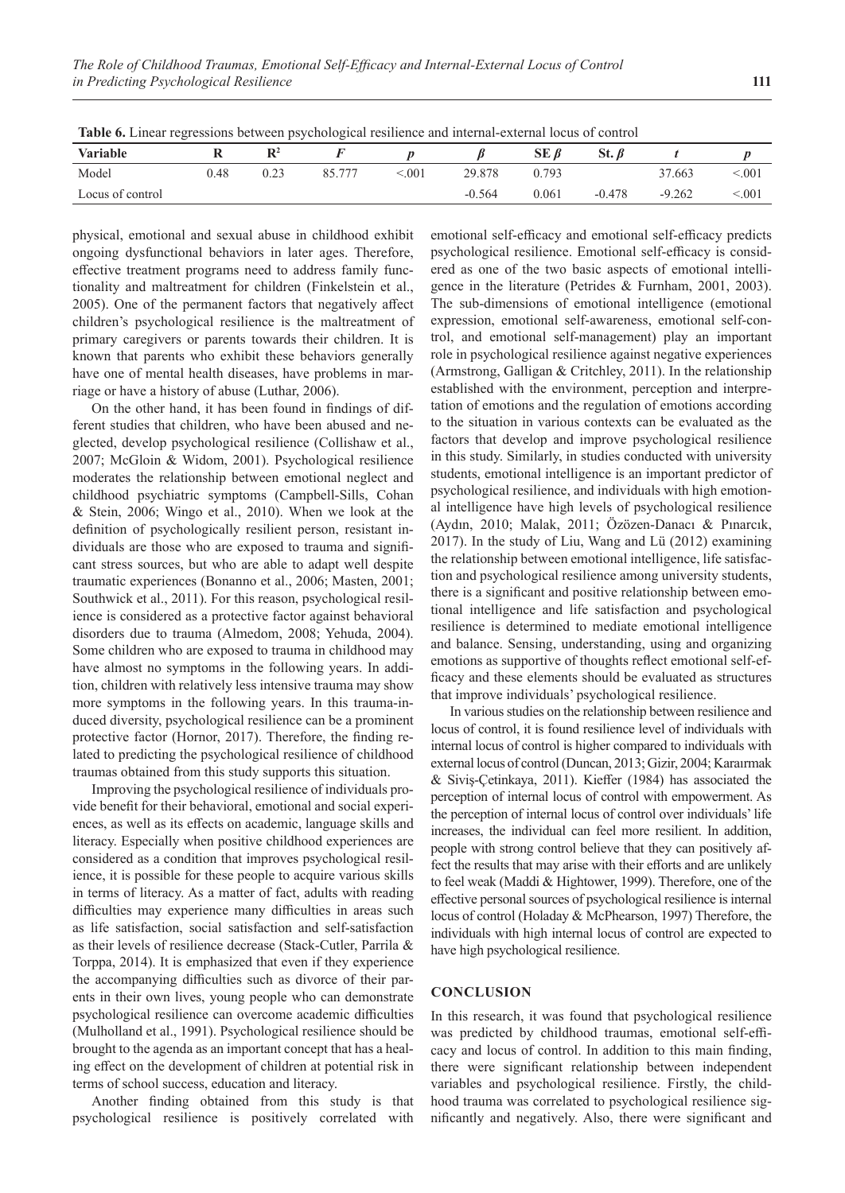**Table 6.** Linear regressions between psychological resilience and internal-external locus of control

| Variable | R | $R^2$ | $F$ | $p$ | $\beta$ | SE $\beta$ | St. $\beta$ | $t$ | $p$ |
|---|---|---|---|---|---|---|---|---|---|
| Model | 0.48 | 0.23 | 85.777 | <.001 | 29.878 | 0.793 | | 37.663 | <.001 |
| Locus of control | | | | | -0.564 | 0.061 | -0.478 | -9.262 | <.001 |

physical, emotional and sexual abuse in childhood exhibit ongoing dysfunctional behaviors in later ages. Therefore, effective treatment programs need to address family functionality and maltreatment for children (Finkelstein et al., 2005). One of the permanent factors that negatively affect children's psychological resilience is the maltreatment of primary caregivers or parents towards their children. It is known that parents who exhibit these behaviors generally have one of mental health diseases, have problems in marriage or have a history of abuse (Luthar, 2006).

On the other hand, it has been found in findings of different studies that children, who have been abused and neglected, develop psychological resilience (Collishaw et al., 2007; McGloin & Widom, 2001). Psychological resilience moderates the relationship between emotional neglect and childhood psychiatric symptoms (Campbell-Sills, Cohan & Stein, 2006; Wingo et al., 2010). When we look at the definition of psychologically resilient person, resistant individuals are those who are exposed to trauma and significant stress sources, but who are able to adapt well despite traumatic experiences (Bonanno et al., 2006; Masten, 2001; Southwick et al., 2011). For this reason, psychological resilience is considered as a protective factor against behavioral disorders due to trauma (Almedom, 2008; Yehuda, 2004). Some children who are exposed to trauma in childhood may have almost no symptoms in the following years. In addition, children with relatively less intensive trauma may show more symptoms in the following years. In this trauma-induced diversity, psychological resilience can be a prominent protective factor (Hornor, 2017). Therefore, the finding related to predicting the psychological resilience of childhood traumas obtained from this study supports this situation.

Improving the psychological resilience of individuals provide benefit for their behavioral, emotional and social experiences, as well as its effects on academic, language skills and literacy. Especially when positive childhood experiences are considered as a condition that improves psychological resilience, it is possible for these people to acquire various skills in terms of literacy. As a matter of fact, adults with reading difficulties may experience many difficulties in areas such as life satisfaction, social satisfaction and self-satisfaction as their levels of resilience decrease (Stack-Cutler, Parrila & Torppa, 2014). It is emphasized that even if they experience the accompanying difficulties such as divorce of their parents in their own lives, young people who can demonstrate psychological resilience can overcome academic difficulties (Mulholland et al., 1991). Psychological resilience should be brought to the agenda as an important concept that has a healing effect on the development of children at potential risk in terms of school success, education and literacy.

Another finding obtained from this study is that psychological resilience is positively correlated with emotional self-efficacy and emotional self-efficacy predicts psychological resilience. Emotional self-efficacy is considered as one of the two basic aspects of emotional intelligence in the literature (Petrides & Furnham, 2001, 2003). The sub-dimensions of emotional intelligence (emotional expression, emotional self-awareness, emotional self-control, and emotional self-management) play an important role in psychological resilience against negative experiences (Armstrong, Galligan & Critchley, 2011). In the relationship established with the environment, perception and interpretation of emotions and the regulation of emotions according to the situation in various contexts can be evaluated as the factors that develop and improve psychological resilience in this study. Similarly, in studies conducted with university students, emotional intelligence is an important predictor of psychological resilience, and individuals with high emotional intelligence have high levels of psychological resilience (Aydın, 2010; Malak, 2011; Özözen-Danacı & Pınarcık, 2017). In the study of Liu, Wang and Lü (2012) examining the relationship between emotional intelligence, life satisfaction and psychological resilience among university students, there is a significant and positive relationship between emotional intelligence and life satisfaction and psychological resilience is determined to mediate emotional intelligence and balance. Sensing, understanding, using and organizing emotions as supportive of thoughts reflect emotional self-efficacy and these elements should be evaluated as structures that improve individuals' psychological resilience.

In various studies on the relationship between resilience and locus of control, it is found resilience level of individuals with internal locus of control is higher compared to individuals with external locus of control (Duncan, 2013; Gizir, 2004; Karaırmak & Siviş-Çetinkaya, 2011). Kieffer (1984) has associated the perception of internal locus of control with empowerment. As the perception of internal locus of control over individuals' life increases, the individual can feel more resilient. In addition, people with strong control believe that they can positively affect the results that may arise with their efforts and are unlikely to feel weak (Maddi & Hightower, 1999). Therefore, one of the effective personal sources of psychological resilience is internal locus of control (Holaday & McPhearson, 1997) Therefore, the individuals with high internal locus of control are expected to have high psychological resilience.

## CONCLUSION

In this research, it was found that psychological resilience was predicted by childhood traumas, emotional self-efficacy and locus of control. In addition to this main finding, there were significant relationship between independent variables and psychological resilience. Firstly, the childhood trauma was correlated to psychological resilience significantly and negatively. Also, there were significant and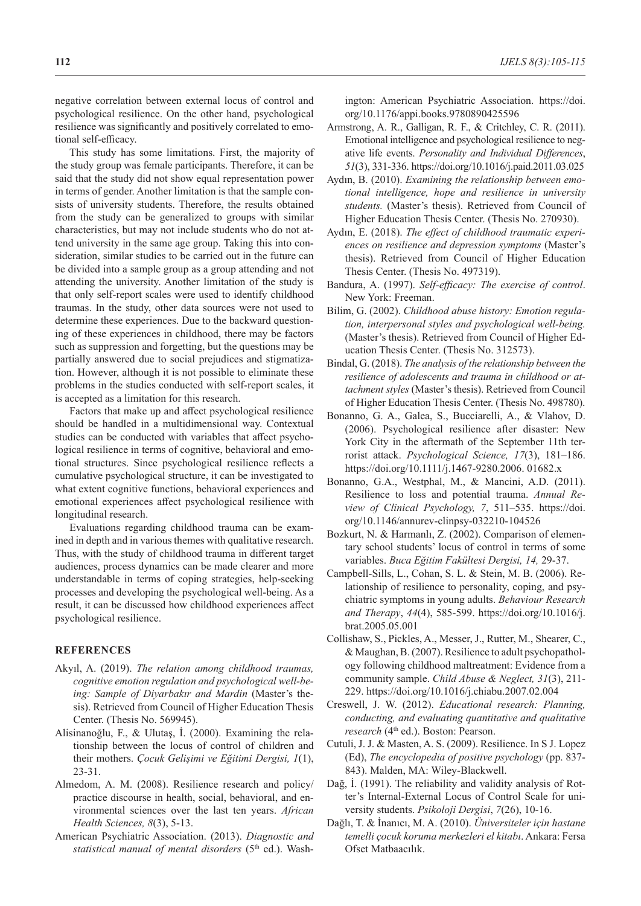negative correlation between external locus of control and psychological resilience. On the other hand, psychological resilience was significantly and positively correlated to emotional self-efficacy.

This study has some limitations. First, the majority of the study group was female participants. Therefore, it can be said that the study did not show equal representation power in terms of gender. Another limitation is that the sample consists of university students. Therefore, the results obtained from the study can be generalized to groups with similar characteristics, but may not include students who do not attend university in the same age group. Taking this into consideration, similar studies to be carried out in the future can be divided into a sample group as a group attending and not attending the university. Another limitation of the study is that only self-report scales were used to identify childhood traumas. In the study, other data sources were not used to determine these experiences. Due to the backward questioning of these experiences in childhood, there may be factors such as suppression and forgetting, but the questions may be partially answered due to social prejudices and stigmatization. However, although it is not possible to eliminate these problems in the studies conducted with self-report scales, it is accepted as a limitation for this research.

Factors that make up and affect psychological resilience should be handled in a multidimensional way. Contextual studies can be conducted with variables that affect psychological resilience in terms of cognitive, behavioral and emotional structures. Since psychological resilience reflects a cumulative psychological structure, it can be investigated to what extent cognitive functions, behavioral experiences and emotional experiences affect psychological resilience with longitudinal research.

Evaluations regarding childhood trauma can be examined in depth and in various themes with qualitative research. Thus, with the study of childhood trauma in different target audiences, process dynamics can be made clearer and more understandable in terms of coping strategies, help-seeking processes and developing the psychological well-being. As a result, it can be discussed how childhood experiences affect psychological resilience.

## REFERENCES

Akyıl, A. (2019). *The relation among childhood traumas, cognitive emotion regulation and psychological well-being: Sample of Diyarbakır and Mardin* (Master's thesis). Retrieved from Council of Higher Education Thesis Center. (Thesis No. 569945).

Alisinanoğlu, F., & Ulutaş, İ. (2000). Examining the relationship between the locus of control of children and their mothers. *Çocuk Gelişimi ve Eğitimi Dergisi, 1*(1), 23-31.

Almedom, A. M. (2008). Resilience research and policy/practice discourse in health, social, behavioral, and environmental sciences over the last ten years. *African Health Sciences, 8*(3), 5-13.

American Psychiatric Association. (2013). *Diagnostic and statistical manual of mental disorders* (5th ed.). Washington: American Psychiatric Association. https://doi.org/10.1176/appi.books.9780890425596

Armstrong, A. R., Galligan, R. F., & Critchley, C. R. (2011). Emotional intelligence and psychological resilience to negative life events. *Personality and Individual Differences*, *51*(3), 331-336. https://doi.org/10.1016/j.paid.2011.03.025

Aydın, B. (2010). *Examining the relationship between emotional intelligence, hope and resilience in university students.* (Master's thesis). Retrieved from Council of Higher Education Thesis Center. (Thesis No. 270930).

Aydın, E. (2018). *The effect of childhood traumatic experiences on resilience and depression symptoms* (Master's thesis). Retrieved from Council of Higher Education Thesis Center. (Thesis No. 497319).

Bandura, A. (1997). *Self-efficacy: The exercise of control*. New York: Freeman.

Bilim, G. (2002). *Childhood abuse history: Emotion regulation, interpersonal styles and psychological well-being.* (Master's thesis). Retrieved from Council of Higher Education Thesis Center. (Thesis No. 312573).

Bindal, G. (2018). *The analysis of the relationship between the resilience of adolescents and trauma in childhood or attachment styles* (Master's thesis). Retrieved from Council of Higher Education Thesis Center. (Thesis No. 498780).

Bonanno, G. A., Galea, S., Bucciarelli, A., & Vlahov, D. (2006). Psychological resilience after disaster: New York City in the aftermath of the September 11th terrorist attack. *Psychological Science, 17*(3), 181–186. https://doi.org/10.1111/j.1467-9280.2006. 01682.x

Bonanno, G.A., Westphal, M., & Mancini, A.D. (2011). Resilience to loss and potential trauma. *Annual Review of Clinical Psychology, 7*, 511–535. https://doi.org/10.1146/annurev-clinpsy-032210-104526

Bozkurt, N. & Harmanlı, Z. (2002). Comparison of elementary school students' locus of control in terms of some variables. *Buca Eğitim Fakültesi Dergisi, 14,* 29-37.

Campbell-Sills, L., Cohan, S. L. & Stein, M. B. (2006). Relationship of resilience to personality, coping, and psychiatric symptoms in young adults. *Behaviour Research and Therapy*, *44*(4), 585-599. https://doi.org/10.1016/j.brat.2005.05.001

Collishaw, S., Pickles, A., Messer, J., Rutter, M., Shearer, C., & Maughan, B. (2007). Resilience to adult psychopathology following childhood maltreatment: Evidence from a community sample. *Child Abuse & Neglect, 31*(3), 211-229. https://doi.org/10.1016/j.chiabu.2007.02.004

Creswell, J. W. (2012). *Educational research: Planning, conducting, and evaluating quantitative and qualitative research* (4th ed.). Boston: Pearson.

Cutuli, J. J. & Masten, A. S. (2009). Resilience. In S J. Lopez (Ed), *The encyclopedia of positive psychology* (pp. 837-843). Malden, MA: Wiley-Blackwell.

Dağ, İ. (1991). The reliability and validity analysis of Rotter's Internal-External Locus of Control Scale for university students. *Psikoloji Dergisi*, *7*(26), 10-16.

Dağlı, T. & İnanıcı, M. A. (2010). *Üniversiteler için hastane temelli çocuk koruma merkezleri el kitabı*. Ankara: Fersa Ofset Matbaacılık.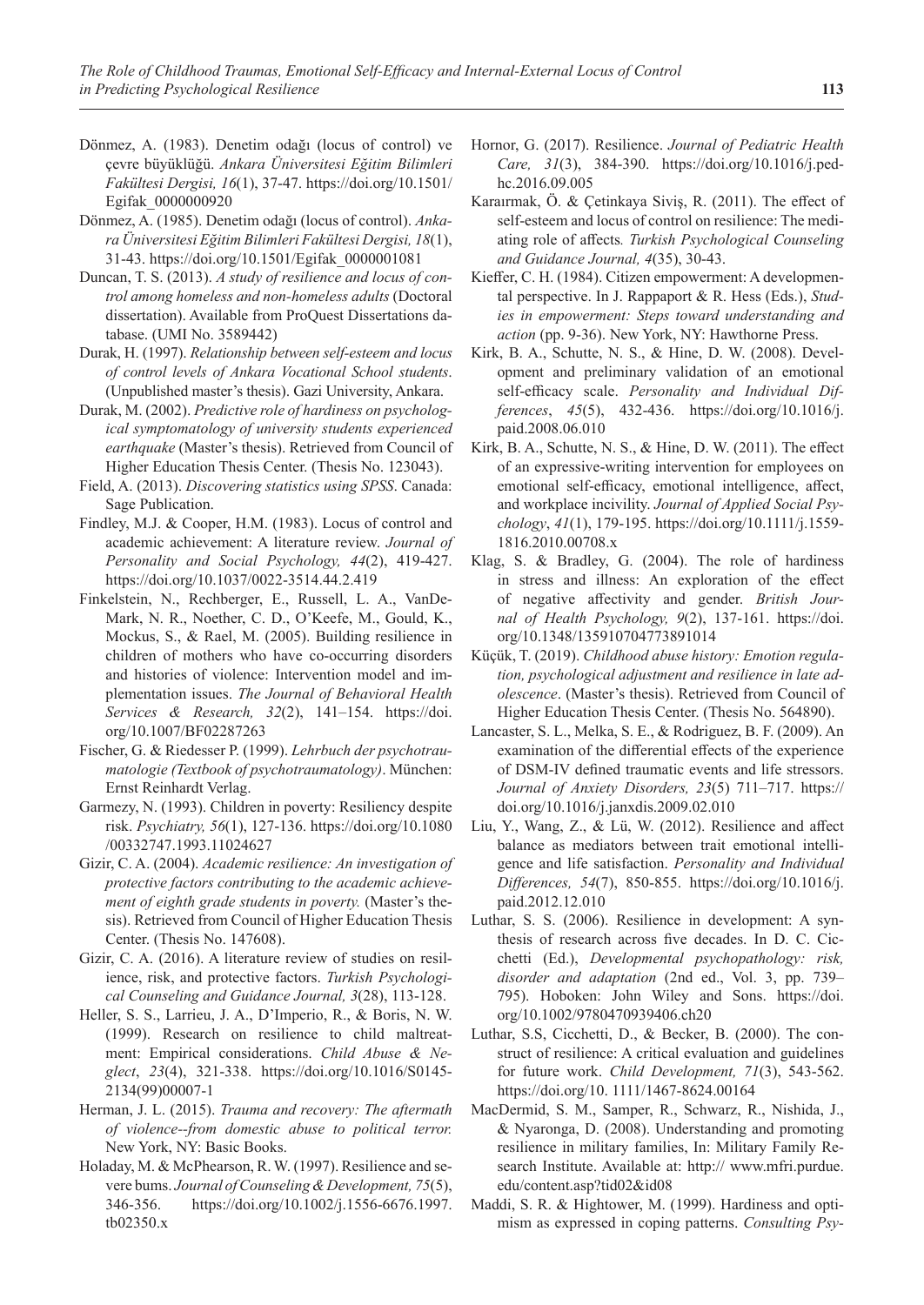Dönmez, A. (1983). Denetim odağı (locus of control) ve çevre büyüklüğü. *Ankara Üniversitesi Eğitim Bilimleri Fakültesi Dergisi, 16*(1), 37-47. https://doi.org/10.1501/Egifak_0000000920

Dönmez, A. (1985). Denetim odağı (locus of control). *Ankara Üniversitesi Eğitim Bilimleri Fakültesi Dergisi, 18*(1), 31-43. https://doi.org/10.1501/Egifak_0000001081

Duncan, T. S. (2013). *A study of resilience and locus of control among homeless and non-homeless adults* (Doctoral dissertation). Available from ProQuest Dissertations database. (UMI No. 3589442)

Durak, H. (1997). *Relationship between self-esteem and locus of control levels of Ankara Vocational School students*. (Unpublished master's thesis). Gazi University, Ankara.

Durak, M. (2002). *Predictive role of hardiness on psychological symptomatology of university students experienced earthquake* (Master's thesis). Retrieved from Council of Higher Education Thesis Center. (Thesis No. 123043).

Field, A. (2013). *Discovering statistics using SPSS*. Canada: Sage Publication.

Findley, M.J. & Cooper, H.M. (1983). Locus of control and academic achievement: A literature review. *Journal of Personality and Social Psychology, 44*(2), 419-427. https://doi.org/10.1037/0022-3514.44.2.419

Finkelstein, N., Rechberger, E., Russell, L. A., VanDeMark, N. R., Noether, C. D., O'Keefe, M., Gould, K., Mockus, S., & Rael, M. (2005). Building resilience in children of mothers who have co-occurring disorders and histories of violence: Intervention model and implementation issues. *The Journal of Behavioral Health Services & Research, 32*(2), 141–154. https://doi.org/10.1007/BF02287263

Fischer, G. & Riedesser P. (1999). *Lehrbuch der psychotraumatologie (Textbook of psychotraumatology)*. München: Ernst Reinhardt Verlag.

Garmezy, N. (1993). Children in poverty: Resiliency despite risk. *Psychiatry, 56*(1), 127-136. https://doi.org/10.1080/00332747.1993.11024627

Gizir, C. A. (2004). *Academic resilience: An investigation of protective factors contributing to the academic achievement of eighth grade students in poverty.* (Master's thesis). Retrieved from Council of Higher Education Thesis Center. (Thesis No. 147608).

Gizir, C. A. (2016). A literature review of studies on resilience, risk, and protective factors. *Turkish Psychological Counseling and Guidance Journal, 3*(28), 113-128.

Heller, S. S., Larrieu, J. A., D'Imperio, R., & Boris, N. W. (1999). Research on resilience to child maltreatment: Empirical considerations. *Child Abuse & Neglect*, *23*(4), 321-338. https://doi.org/10.1016/S0145-2134(99)00007-1

Herman, J. L. (2015). *Trauma and recovery: The aftermath of violence--from domestic abuse to political terror.* New York, NY: Basic Books.

Holaday, M. & McPhearson, R. W. (1997). Resilience and severe bums. *Journal of Counseling & Development, 75*(5), 346-356. https://doi.org/10.1002/j.1556-6676.1997.tb02350.x

Hornor, G. (2017). Resilience. *Journal of Pediatric Health Care, 31*(3), 384-390. https://doi.org/10.1016/j.pedhc.2016.09.005

Karaırmak, Ö. & Çetinkaya Siviş, R. (2011). The effect of self-esteem and locus of control on resilience: The mediating role of affects*. Turkish Psychological Counseling and Guidance Journal, 4*(35), 30-43.

Kieffer, C. H. (1984). Citizen empowerment: A developmental perspective. In J. Rappaport & R. Hess (Eds.), *Studies in empowerment: Steps toward understanding and action* (pp. 9-36). New York, NY: Hawthorne Press.

Kirk, B. A., Schutte, N. S., & Hine, D. W. (2008). Development and preliminary validation of an emotional self-efficacy scale. *Personality and Individual Differences*, *45*(5), 432-436. https://doi.org/10.1016/j.paid.2008.06.010

Kirk, B. A., Schutte, N. S., & Hine, D. W. (2011). The effect of an expressive-writing intervention for employees on emotional self-efficacy, emotional intelligence, affect, and workplace incivility. *Journal of Applied Social Psychology*, *41*(1), 179-195. https://doi.org/10.1111/j.1559-1816.2010.00708.x

Klag, S. & Bradley, G. (2004). The role of hardiness in stress and illness: An exploration of the effect of negative affectivity and gender. *British Journal of Health Psychology, 9*(2), 137-161. https://doi.org/10.1348/135910704773891014

Küçük, T. (2019). *Childhood abuse history: Emotion regulation, psychological adjustment and resilience in late adolescence*. (Master's thesis). Retrieved from Council of Higher Education Thesis Center. (Thesis No. 564890).

Lancaster, S. L., Melka, S. E., & Rodriguez, B. F. (2009). An examination of the differential effects of the experience of DSM-IV defined traumatic events and life stressors. *Journal of Anxiety Disorders, 23*(5) 711–717. https://doi.org/10.1016/j.janxdis.2009.02.010

Liu, Y., Wang, Z., & Lü, W. (2012). Resilience and affect balance as mediators between trait emotional intelligence and life satisfaction. *Personality and Individual Differences, 54*(7), 850-855. https://doi.org/10.1016/j.paid.2012.12.010

Luthar, S. S. (2006). Resilience in development: A synthesis of research across five decades. In D. C. Cicchetti (Ed.), *Developmental psychopathology: risk, disorder and adaptation* (2nd ed., Vol. 3, pp. 739–795). Hoboken: John Wiley and Sons. https://doi.org/10.1002/9780470939406.ch20

Luthar, S.S, Cicchetti, D., & Becker, B. (2000). The construct of resilience: A critical evaluation and guidelines for future work. *Child Development, 71*(3), 543-562. https://doi.org/10. 1111/1467-8624.00164

MacDermid, S. M., Samper, R., Schwarz, R., Nishida, J., & Nyaronga, D. (2008). Understanding and promoting resilience in military families, In: Military Family Research Institute. Available at: http:// www.mfri.purdue.edu/content.asp?tid02&id08

Maddi, S. R. & Hightower, M. (1999). Hardiness and optimism as expressed in coping patterns. *Consulting Psy-*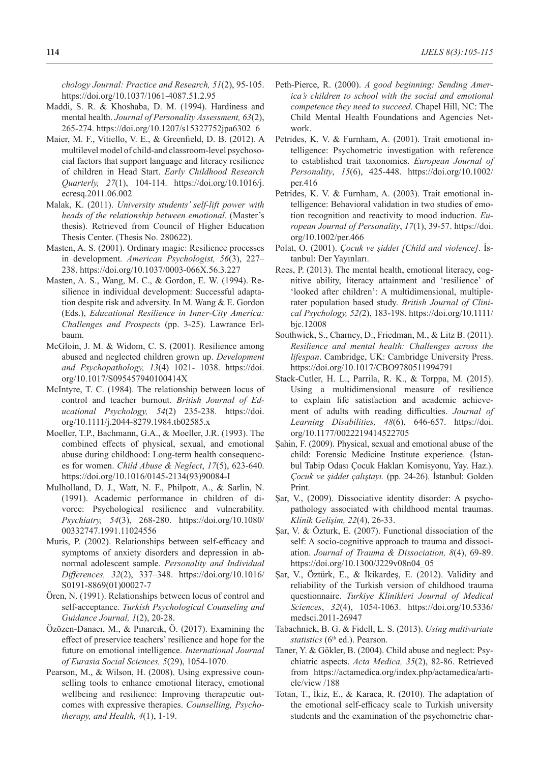*chology Journal: Practice and Research, 51*(2), 95-105. https://doi.org/10.1037/1061-4087.51.2.95

Maddi, S. R. & Khoshaba, D. M. (1994). Hardiness and mental health. *Journal of Personality Assessment, 63*(2), 265-274. https://doi.org/10.1207/s15327752jpa6302_6

Maier, M. F., Vitiello, V. E., & Greenfield, D. B. (2012). A multilevel model of child-and classroom-level psychosocial factors that support language and literacy resilience of children in Head Start. *Early Childhood Research Quarterly, 27*(1), 104-114. https://doi.org/10.1016/j.ecresq.2011.06.002

Malak, K. (2011). *University students' self-lift power with heads of the relationship between emotional.* (Master's thesis). Retrieved from Council of Higher Education Thesis Center. (Thesis No. 280622).

Masten, A. S. (2001). Ordinary magic: Resilience processes in development. *American Psychologist, 56*(3), 227–238. https://doi.org/10.1037/0003-066X.56.3.227

Masten, A. S., Wang, M. C., & Gordon, E. W. (1994). Resilience in individual development: Successful adaptation despite risk and adversity. In M. Wang & E. Gordon (Eds.), *Educational Resilience in Inner-City America: Challenges and Prospects* (pp. 3-25). Lawrance Erlbaum.

McGloin, J. M. & Widom, C. S. (2001). Resilience among abused and neglected children grown up. *Development and Psychopathology, 13*(4) 1021- 1038. https://doi.org/10.1017/S095457940100414X

McIntyre, T. C. (1984). The relationship between locus of control and teacher burnout. *British Journal of Educational Psychology, 54*(2) 235-238. https://doi.org/10.1111/j.2044-8279.1984.tb02585.x

Moeller, T.P., Bachmann, G.A., & Moeller, J.R. (1993). The combined effects of physical, sexual, and emotional abuse during childhood: Long-term health consequences for women. *Child Abuse & Neglect*, *17*(5), 623-640. https://doi.org/10.1016/0145-2134(93)90084-I

Mulholland, D. J., Watt, N. F., Philpott, A., & Sarlin, N. (1991). Academic performance in children of divorce: Psychological resilience and vulnerability. *Psychiatry, 54*(3), 268-280. https://doi.org/10.1080/00332747.1991.11024556

Muris, P. (2002). Relationships between self-efficacy and symptoms of anxiety disorders and depression in abnormal adolescent sample. *Personality and Individual Differences, 32*(2), 337–348. https://doi.org/10.1016/S0191-8869(01)00027-7

Ören, N. (1991). Relationships between locus of control and self-acceptance. *Turkish Psychological Counseling and Guidance Journal, 1*(2), 20-28.

Özözen-Danacı, M., & Pınarcık, Ö. (2017). Examining the effect of preservice teachers' resilience and hope for the future on emotional intelligence. *International Journal of Eurasia Social Sciences, 5*(29), 1054-1070.

Pearson, M., & Wilson, H. (2008). Using expressive counselling tools to enhance emotional literacy, emotional wellbeing and resilience: Improving therapeutic outcomes with expressive therapies. *Counselling, Psychotherapy, and Health, 4*(1), 1-19.

Peth-Pierce, R. (2000). *A good beginning: Sending America's children to school with the social and emotional competence they need to succeed*. Chapel Hill, NC: The Child Mental Health Foundations and Agencies Network.

Petrides, K. V. & Furnham, A. (2001). Trait emotional intelligence: Psychometric investigation with reference to established trait taxonomies. *European Journal of Personality*, *15*(6), 425-448. https://doi.org/10.1002/per.416

Petrides, K. V. & Furnham, A. (2003). Trait emotional intelligence: Behavioral validation in two studies of emotion recognition and reactivity to mood induction. *European Journal of Personality*, *17*(1), 39-57. https://doi.org/10.1002/per.466

Polat, O. (2001). *Çocuk ve şiddet [Child and violence]*. İstanbul: Der Yayınları.

Rees, P. (2013). The mental health, emotional literacy, cognitive ability, literacy attainment and 'resilience' of 'looked after children': A multidimensional, multiplerater population based study. *British Journal of Clinical Psychology, 52(*2), 183-198. https://doi.org/10.1111/bjc.12008

Southwick, S., Charney, D., Friedman, M., & Litz B. (2011). *Resilience and mental health: Challenges across the lifespan*. Cambridge, UK: Cambridge University Press. https://doi.org/10.1017/CBO9780511994791

Stack-Cutler, H. L., Parrila, R. K., & Torppa, M. (2015). Using a multidimensional measure of resilience to explain life satisfaction and academic achievement of adults with reading difficulties. *Journal of Learning Disabilities, 48*(6), 646-657. https://doi.org/10.1177/0022219414522705

Şahin, F. (2009). Physical, sexual and emotional abuse of the child: Forensic Medicine Institute experience. (İstanbul Tabip Odası Çocuk Hakları Komisyonu, Yay. Haz.). *Çocuk ve şiddet çalıştayı.* (pp. 24-26). İstanbul: Golden Print*.*

Şar, V., (2009). Dissociative identity disorder: A psychopathology associated with childhood mental traumas. *Klinik Gelişim, 22*(4), 26-33.

Şar, V. & Özturk, E. (2007). Functional dissociation of the self: A socio-cognitive approach to trauma and dissociation. *Journal of Trauma & Dissociation, 8*(4), 69-89. https://doi.org/10.1300/J229v08n04_05

Şar, V., Öztürk, E., & İkikardeş, E. (2012). Validity and reliability of the Turkish version of childhood trauma questionnaire. *Turkiye Klinikleri Journal of Medical Sciences*, *32*(4), 1054-1063. https://doi.org/10.5336/medsci.2011-26947

Tabachnick, B. G. & Fidell, L. S. (2013). *Using multivariate statistics* (6th ed.). Pearson.

Taner, Y. & Gökler, B. (2004). Child abuse and neglect: Psychiatric aspects. *Acta Medica, 35*(2), 82-86. Retrieved from https://actamedica.org/index.php/actamedica/article/view /188

Totan, T., İkiz, E., & Karaca, R. (2010). The adaptation of the emotional self-efficacy scale to Turkish university students and the examination of the psychometric char-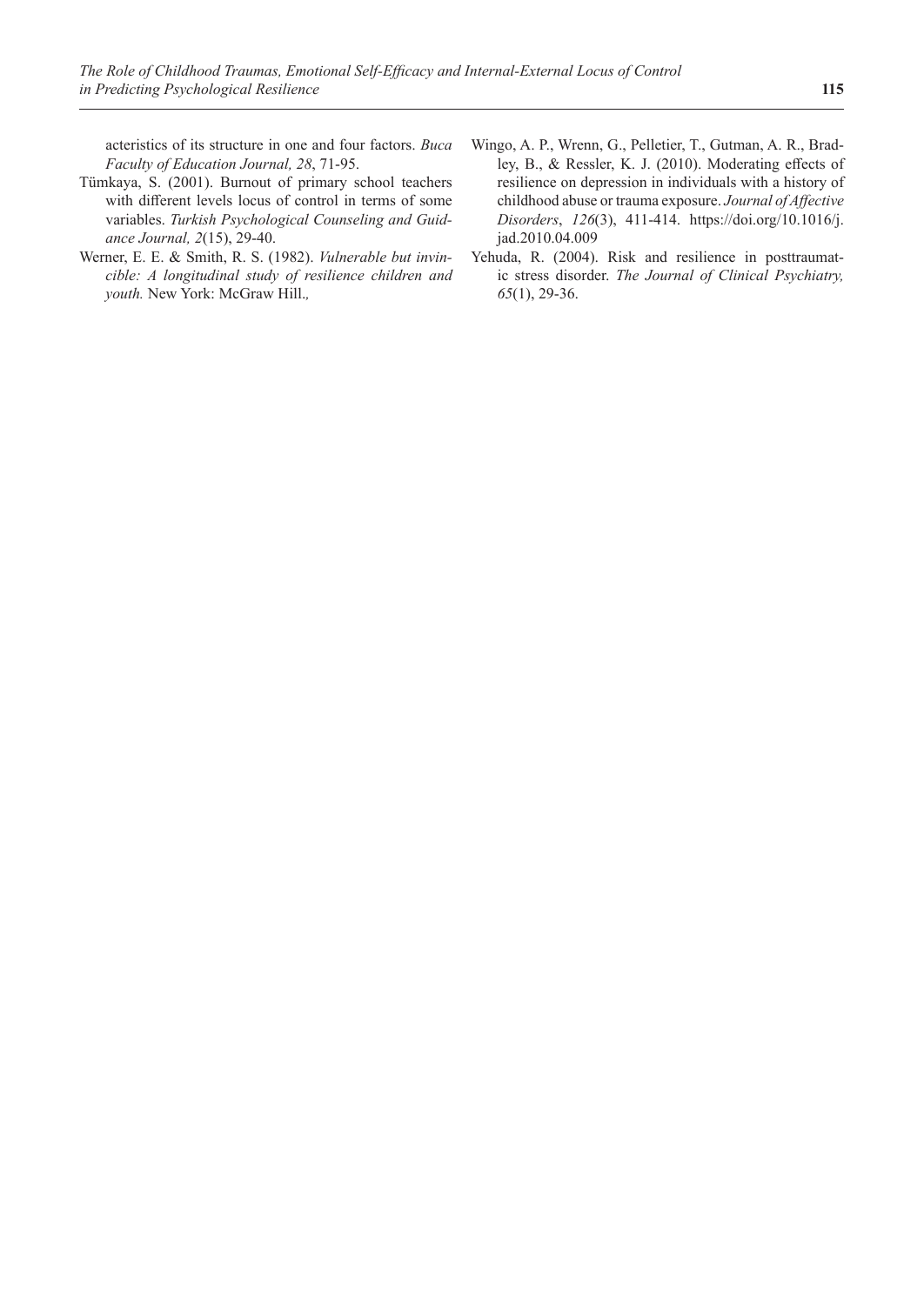acteristics of its structure in one and four factors. *Buca Faculty of Education Journal, 28*, 71-95.

Tümkaya, S. (2001). Burnout of primary school teachers with different levels locus of control in terms of some variables. *Turkish Psychological Counseling and Guidance Journal, 2*(15), 29-40.

Werner, E. E. & Smith, R. S. (1982). *Vulnerable but invincible: A longitudinal study of resilience children and youth.* New York: McGraw Hill.,

Wingo, A. P., Wrenn, G., Pelletier, T., Gutman, A. R., Bradley, B., & Ressler, K. J. (2010). Moderating effects of resilience on depression in individuals with a history of childhood abuse or trauma exposure. *Journal of Affective Disorders*, *126*(3), 411-414. https://doi.org/10.1016/j.jad.2010.04.009

Yehuda, R. (2004). Risk and resilience in posttraumatic stress disorder. *The Journal of Clinical Psychiatry, 65*(1), 29-36.